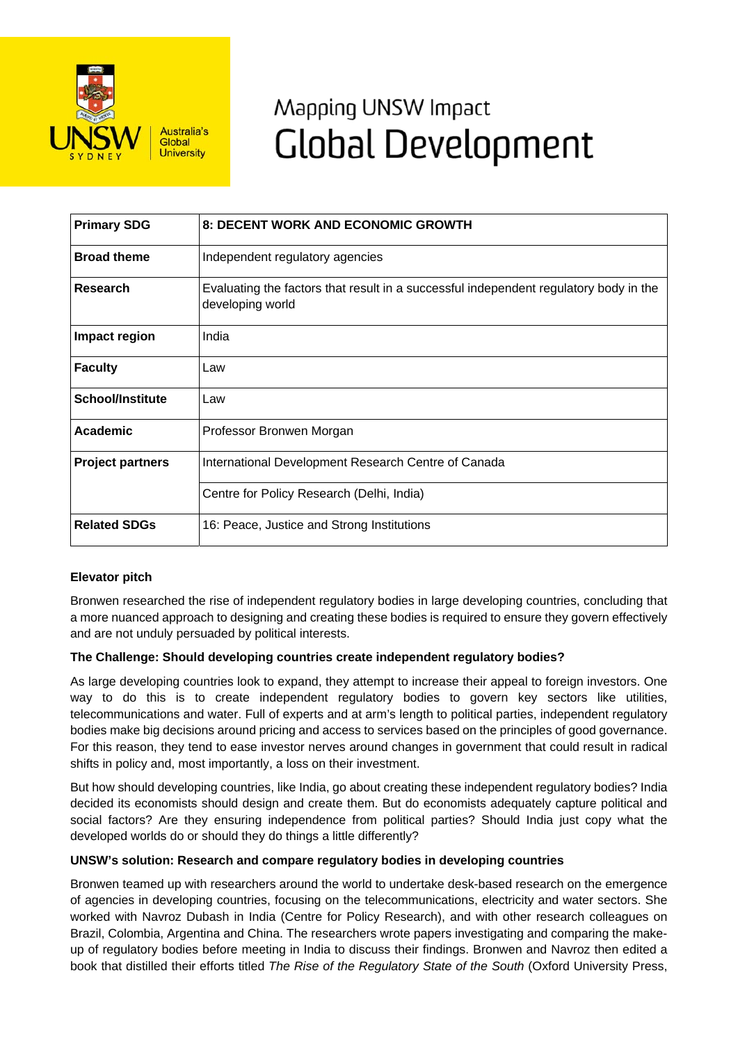# Mapping UNSW Impact
# Global Development

| Primary SDG | 8: DECENT WORK AND ECONOMIC GROWTH |
|---|---|
| Broad theme | Independent regulatory agencies |
| Research | Evaluating the factors that result in a successful independent regulatory body in the developing world |
| Impact region | India |
| Faculty | Law |
| School/Institute | Law |
| Academic | Professor Bronwen Morgan |
| Project partners | International Development Research Centre of Canada |
| | Centre for Policy Research (Delhi, India) |
| Related SDGs | 16: Peace, Justice and Strong Institutions |

**Elevator pitch**

Bronwen researched the rise of independent regulatory bodies in large developing countries, concluding that a more nuanced approach to designing and creating these bodies is required to ensure they govern effectively and are not unduly persuaded by political interests.

**The Challenge: Should developing countries create independent regulatory bodies?**

As large developing countries look to expand, they attempt to increase their appeal to foreign investors. One way to do this is to create independent regulatory bodies to govern key sectors like utilities, telecommunications and water. Full of experts and at arm's length to political parties, independent regulatory bodies make big decisions around pricing and access to services based on the principles of good governance. For this reason, they tend to ease investor nerves around changes in government that could result in radical shifts in policy and, most importantly, a loss on their investment.

But how should developing countries, like India, go about creating these independent regulatory bodies? India decided its economists should design and create them. But do economists adequately capture political and social factors? Are they ensuring independence from political parties? Should India just copy what the developed worlds do or should they do things a little differently?

**UNSW's solution: Research and compare regulatory bodies in developing countries**

Bronwen teamed up with researchers around the world to undertake desk-based research on the emergence of agencies in developing countries, focusing on the telecommunications, electricity and water sectors. She worked with Navroz Dubash in India (Centre for Policy Research), and with other research colleagues on Brazil, Colombia, Argentina and China. The researchers wrote papers investigating and comparing the make-up of regulatory bodies before meeting in India to discuss their findings. Bronwen and Navroz then edited a book that distilled their efforts titled *The Rise of the Regulatory State of the South* (Oxford University Press,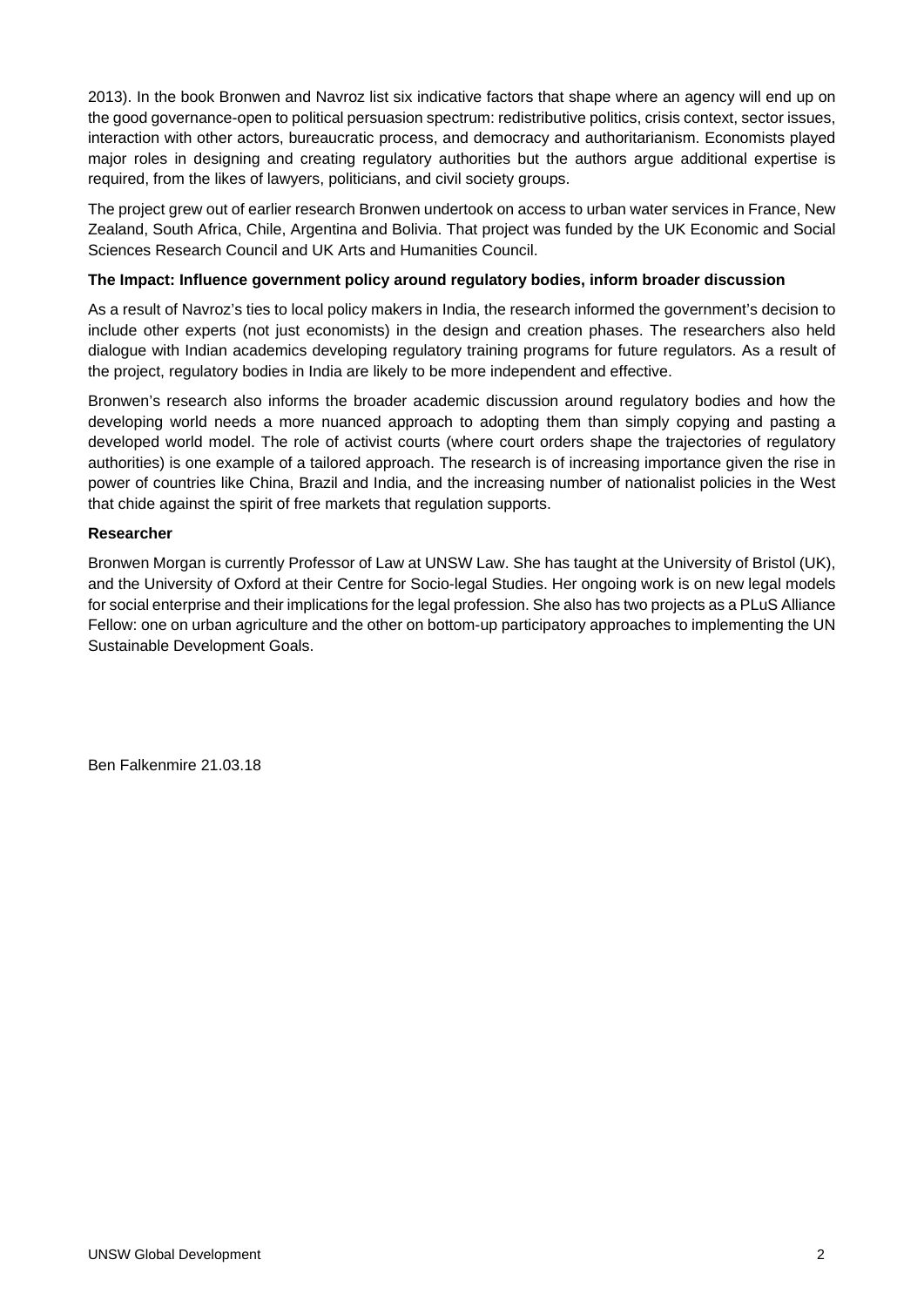2013). In the book Bronwen and Navroz list six indicative factors that shape where an agency will end up on the good governance-open to political persuasion spectrum: redistributive politics, crisis context, sector issues, interaction with other actors, bureaucratic process, and democracy and authoritarianism. Economists played major roles in designing and creating regulatory authorities but the authors argue additional expertise is required, from the likes of lawyers, politicians, and civil society groups.

The project grew out of earlier research Bronwen undertook on access to urban water services in France, New Zealand, South Africa, Chile, Argentina and Bolivia. That project was funded by the UK Economic and Social Sciences Research Council and UK Arts and Humanities Council.

**The Impact: Influence government policy around regulatory bodies, inform broader discussion**

As a result of Navroz's ties to local policy makers in India, the research informed the government's decision to include other experts (not just economists) in the design and creation phases. The researchers also held dialogue with Indian academics developing regulatory training programs for future regulators. As a result of the project, regulatory bodies in India are likely to be more independent and effective.

Bronwen's research also informs the broader academic discussion around regulatory bodies and how the developing world needs a more nuanced approach to adopting them than simply copying and pasting a developed world model. The role of activist courts (where court orders shape the trajectories of regulatory authorities) is one example of a tailored approach. The research is of increasing importance given the rise in power of countries like China, Brazil and India, and the increasing number of nationalist policies in the West that chide against the spirit of free markets that regulation supports.

**Researcher**

Bronwen Morgan is currently Professor of Law at UNSW Law. She has taught at the University of Bristol (UK), and the University of Oxford at their Centre for Socio-legal Studies. Her ongoing work is on new legal models for social enterprise and their implications for the legal profession. She also has two projects as a PLuS Alliance Fellow: one on urban agriculture and the other on bottom-up participatory approaches to implementing the UN Sustainable Development Goals.

Ben Falkenmire 21.03.18